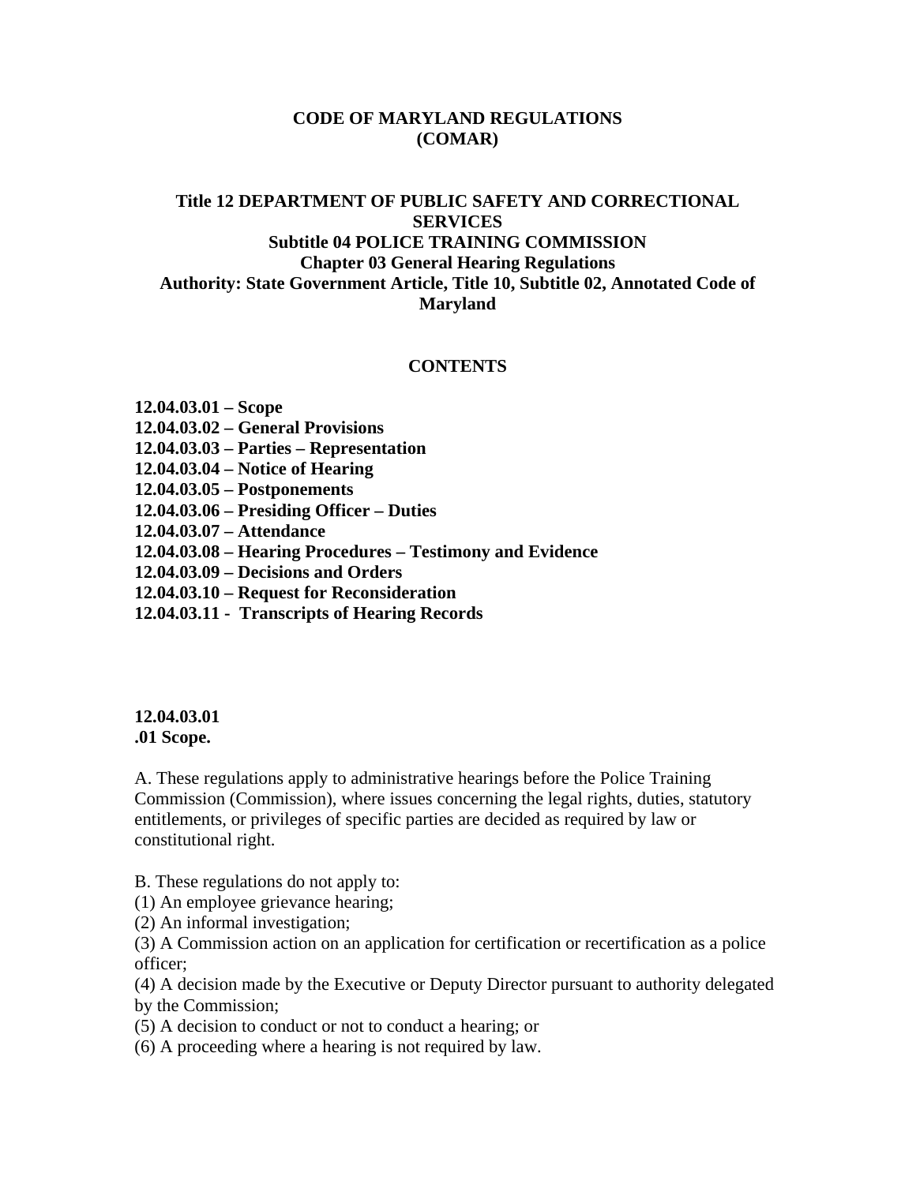# CODE OF MARYLAND REGULATIONS (COMAR)

## Title 12 DEPARTMENT OF PUBLIC SAFETY AND CORRECTIONAL SERVICES
## Subtitle 04 POLICE TRAINING COMMISSION
## Chapter 03 General Hearing Regulations
## Authority: State Government Article, Title 10, Subtitle 02, Annotated Code of Maryland

### CONTENTS

**12.04.03.01 – Scope**
**12.04.03.02 – General Provisions**
**12.04.03.03 – Parties – Representation**
**12.04.03.04 – Notice of Hearing**
**12.04.03.05 – Postponements**
**12.04.03.06 – Presiding Officer – Duties**
**12.04.03.07 – Attendance**
**12.04.03.08 – Hearing Procedures – Testimony and Evidence**
**12.04.03.09 – Decisions and Orders**
**12.04.03.10 – Request for Reconsideration**
**12.04.03.11 - Transcripts of Hearing Records**

**12.04.03.01**
**.01 Scope.**

A. These regulations apply to administrative hearings before the Police Training Commission (Commission), where issues concerning the legal rights, duties, statutory entitlements, or privileges of specific parties are decided as required by law or constitutional right.

B. These regulations do not apply to:
(1) An employee grievance hearing;
(2) An informal investigation;
(3) A Commission action on an application for certification or recertification as a police officer;
(4) A decision made by the Executive or Deputy Director pursuant to authority delegated by the Commission;
(5) A decision to conduct or not to conduct a hearing; or
(6) A proceeding where a hearing is not required by law.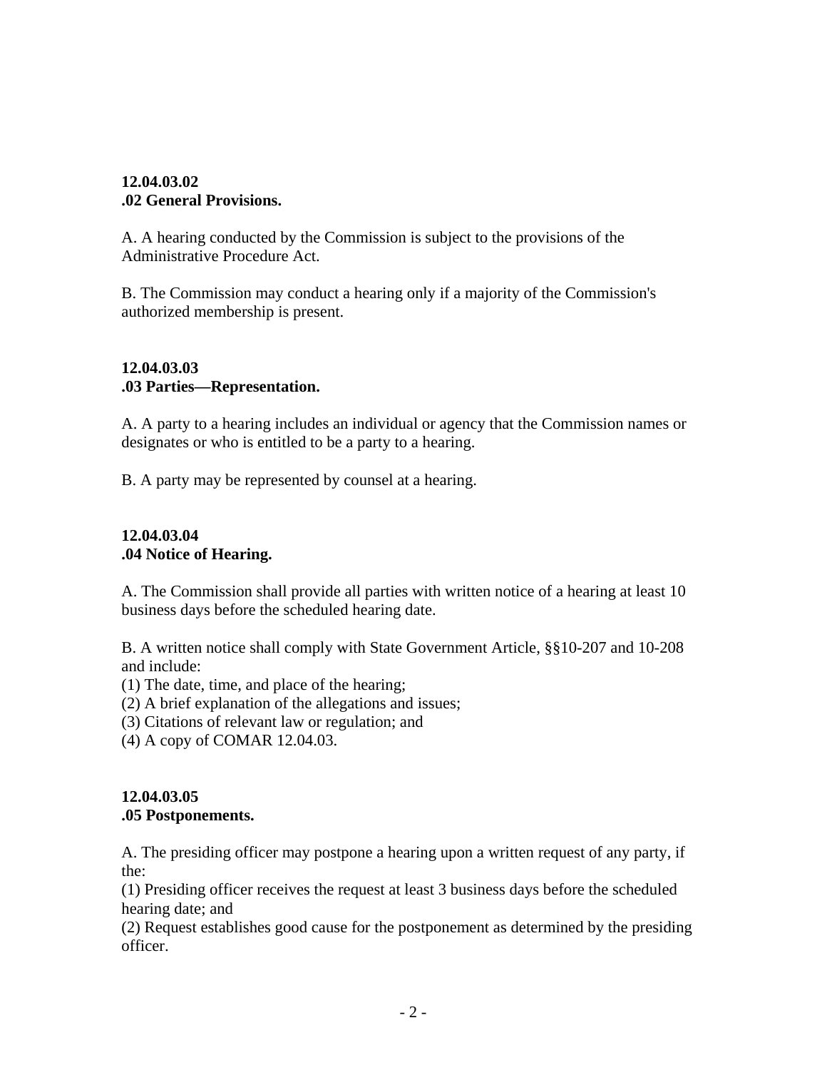**12.04.03.02**
**.02 General Provisions.**

A. A hearing conducted by the Commission is subject to the provisions of the Administrative Procedure Act.

B. The Commission may conduct a hearing only if a majority of the Commission's authorized membership is present.

**12.04.03.03**
**.03 Parties—Representation.**

A. A party to a hearing includes an individual or agency that the Commission names or designates or who is entitled to be a party to a hearing.

B. A party may be represented by counsel at a hearing.

**12.04.03.04**
**.04 Notice of Hearing.**

A. The Commission shall provide all parties with written notice of a hearing at least 10 business days before the scheduled hearing date.

B. A written notice shall comply with State Government Article, §§10-207 and 10-208 and include:
(1) The date, time, and place of the hearing;
(2) A brief explanation of the allegations and issues;
(3) Citations of relevant law or regulation; and
(4) A copy of COMAR 12.04.03.

**12.04.03.05**
**.05 Postponements.**

A. The presiding officer may postpone a hearing upon a written request of any party, if the:
(1) Presiding officer receives the request at least 3 business days before the scheduled hearing date; and
(2) Request establishes good cause for the postponement as determined by the presiding officer.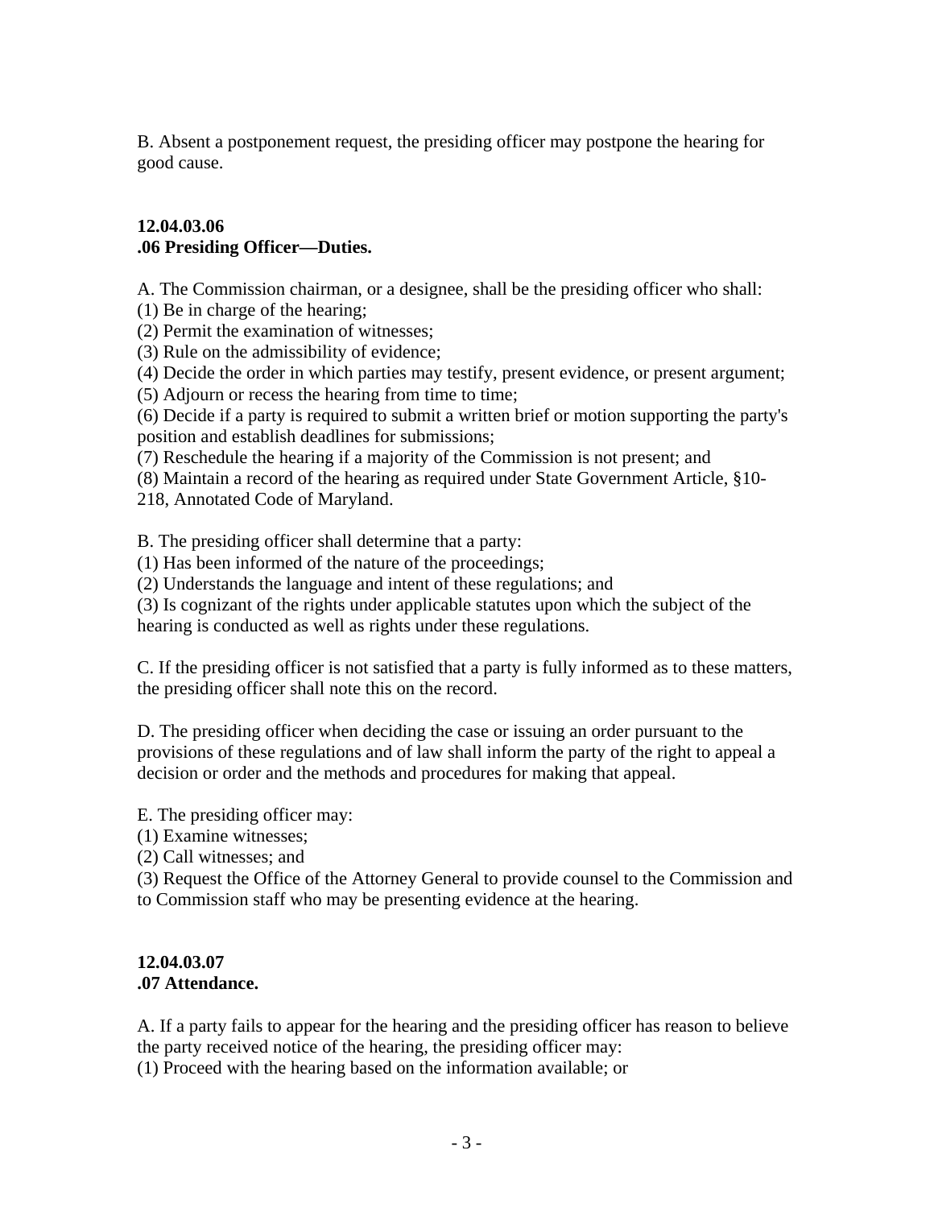B. Absent a postponement request, the presiding officer may postpone the hearing for good cause.

**12.04.03.06**
**.06 Presiding Officer—Duties.**

A. The Commission chairman, or a designee, shall be the presiding officer who shall:
(1) Be in charge of the hearing;
(2) Permit the examination of witnesses;
(3) Rule on the admissibility of evidence;
(4) Decide the order in which parties may testify, present evidence, or present argument;
(5) Adjourn or recess the hearing from time to time;
(6) Decide if a party is required to submit a written brief or motion supporting the party's position and establish deadlines for submissions;
(7) Reschedule the hearing if a majority of the Commission is not present; and
(8) Maintain a record of the hearing as required under State Government Article, §10-218, Annotated Code of Maryland.

B. The presiding officer shall determine that a party:
(1) Has been informed of the nature of the proceedings;
(2) Understands the language and intent of these regulations; and
(3) Is cognizant of the rights under applicable statutes upon which the subject of the hearing is conducted as well as rights under these regulations.

C. If the presiding officer is not satisfied that a party is fully informed as to these matters, the presiding officer shall note this on the record.

D. The presiding officer when deciding the case or issuing an order pursuant to the provisions of these regulations and of law shall inform the party of the right to appeal a decision or order and the methods and procedures for making that appeal.

E. The presiding officer may:
(1) Examine witnesses;
(2) Call witnesses; and
(3) Request the Office of the Attorney General to provide counsel to the Commission and to Commission staff who may be presenting evidence at the hearing.

**12.04.03.07**
**.07 Attendance.**

A. If a party fails to appear for the hearing and the presiding officer has reason to believe the party received notice of the hearing, the presiding officer may:
(1) Proceed with the hearing based on the information available; or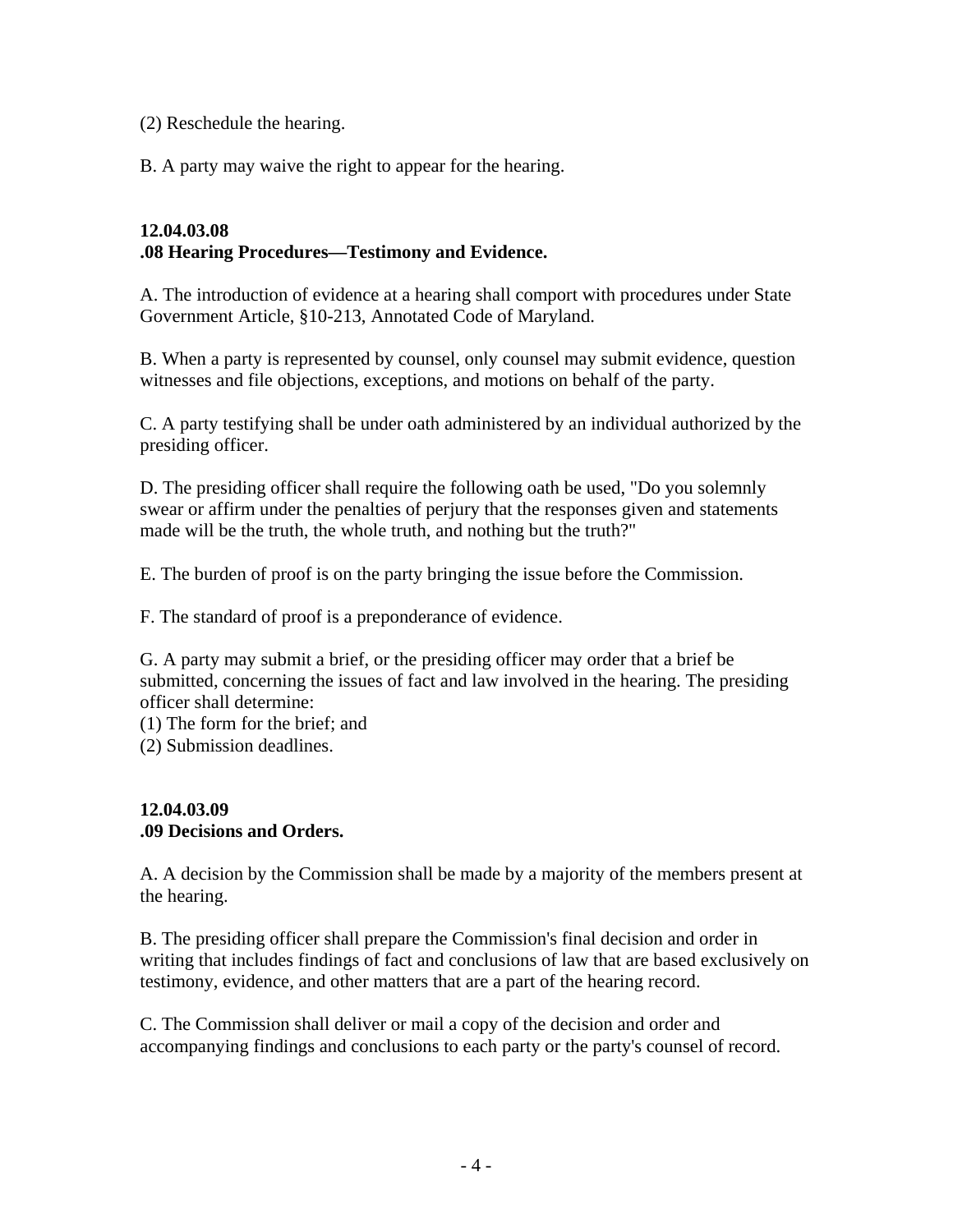(2) Reschedule the hearing.

B. A party may waive the right to appear for the hearing.

### 12.04.03.08
### .08 Hearing Procedures—Testimony and Evidence.

A. The introduction of evidence at a hearing shall comport with procedures under State Government Article, §10-213, Annotated Code of Maryland.

B. When a party is represented by counsel, only counsel may submit evidence, question witnesses and file objections, exceptions, and motions on behalf of the party.

C. A party testifying shall be under oath administered by an individual authorized by the presiding officer.

D. The presiding officer shall require the following oath be used, "Do you solemnly swear or affirm under the penalties of perjury that the responses given and statements made will be the truth, the whole truth, and nothing but the truth?"

E. The burden of proof is on the party bringing the issue before the Commission.

F. The standard of proof is a preponderance of evidence.

G. A party may submit a brief, or the presiding officer may order that a brief be submitted, concerning the issues of fact and law involved in the hearing. The presiding officer shall determine:
(1) The form for the brief; and
(2) Submission deadlines.

### 12.04.03.09
### .09 Decisions and Orders.

A. A decision by the Commission shall be made by a majority of the members present at the hearing.

B. The presiding officer shall prepare the Commission's final decision and order in writing that includes findings of fact and conclusions of law that are based exclusively on testimony, evidence, and other matters that are a part of the hearing record.

C. The Commission shall deliver or mail a copy of the decision and order and accompanying findings and conclusions to each party or the party's counsel of record.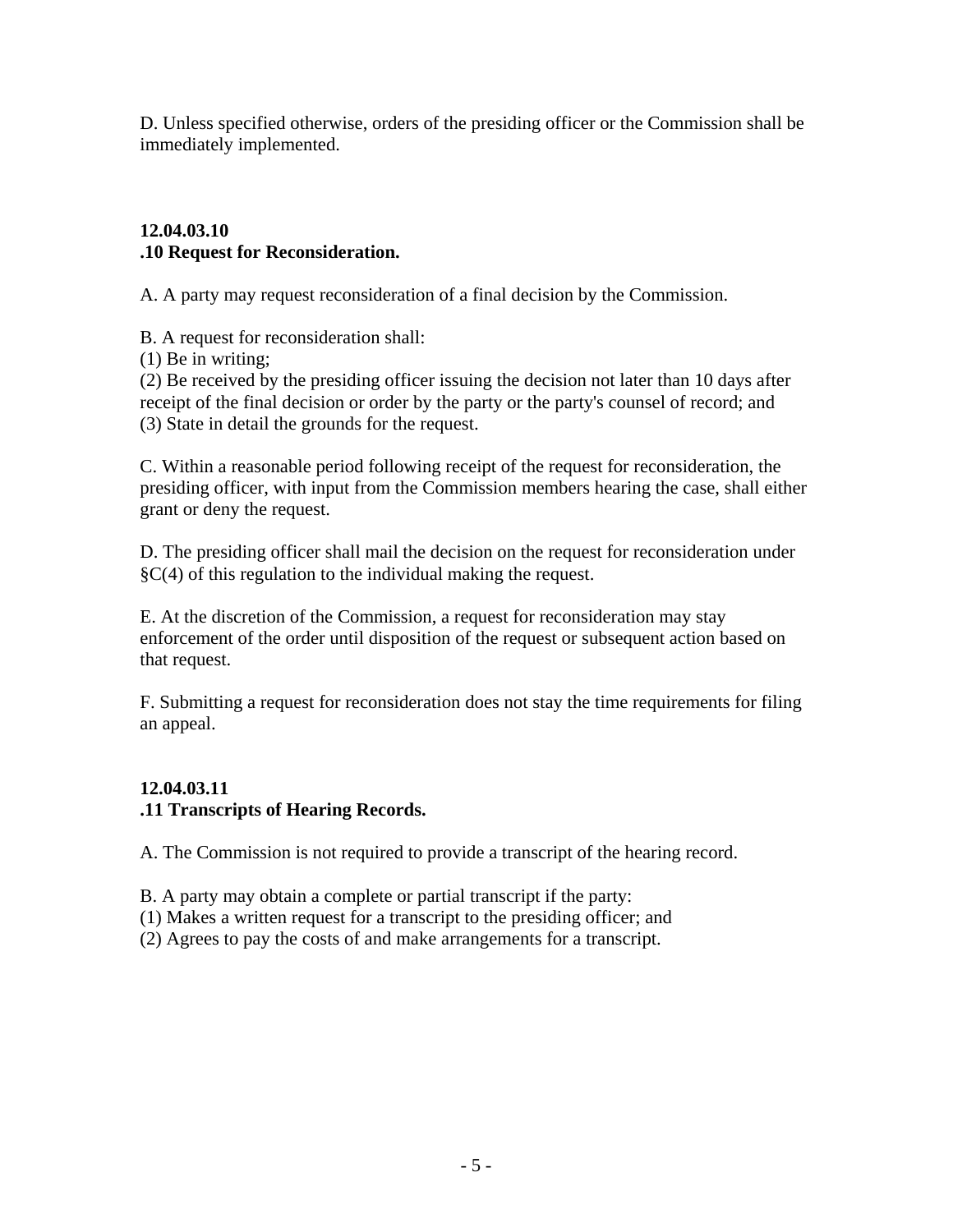D. Unless specified otherwise, orders of the presiding officer or the Commission shall be immediately implemented.

**12.04.03.10**
**.10 Request for Reconsideration.**

A. A party may request reconsideration of a final decision by the Commission.

B. A request for reconsideration shall:
(1) Be in writing;
(2) Be received by the presiding officer issuing the decision not later than 10 days after receipt of the final decision or order by the party or the party's counsel of record; and
(3) State in detail the grounds for the request.

C. Within a reasonable period following receipt of the request for reconsideration, the presiding officer, with input from the Commission members hearing the case, shall either grant or deny the request.

D. The presiding officer shall mail the decision on the request for reconsideration under §C(4) of this regulation to the individual making the request.

E. At the discretion of the Commission, a request for reconsideration may stay enforcement of the order until disposition of the request or subsequent action based on that request.

F. Submitting a request for reconsideration does not stay the time requirements for filing an appeal.

**12.04.03.11**
**.11 Transcripts of Hearing Records.**

A. The Commission is not required to provide a transcript of the hearing record.

B. A party may obtain a complete or partial transcript if the party:
(1) Makes a written request for a transcript to the presiding officer; and
(2) Agrees to pay the costs of and make arrangements for a transcript.